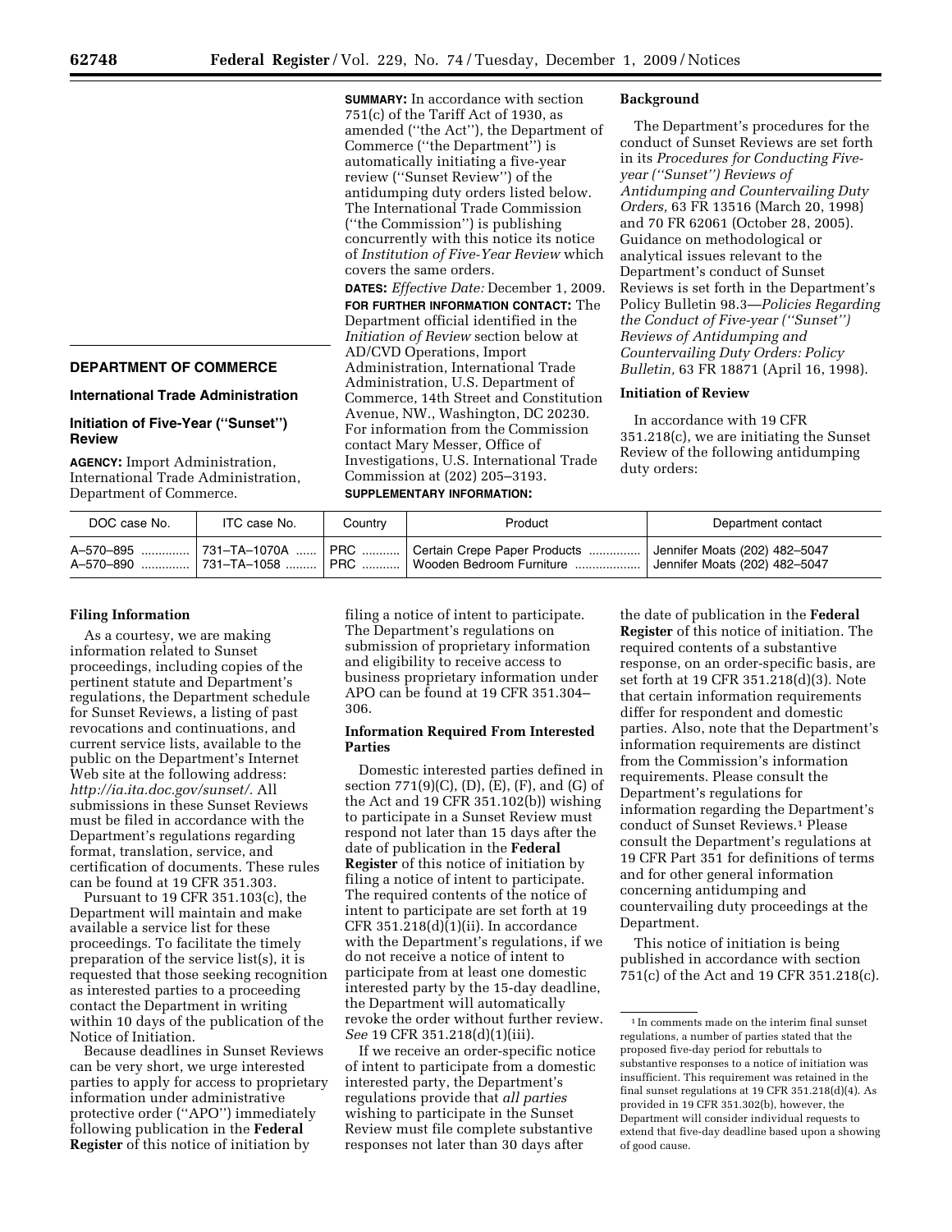## DEPARTMENT OF COMMERCE

### International Trade Administration

### Initiation of Five-Year (''Sunset'') Review

**AGENCY:** Import Administration, International Trade Administration, Department of Commerce.

**SUMMARY:** In accordance with section 751(c) of the Tariff Act of 1930, as amended (''the Act''), the Department of Commerce (''the Department'') is automatically initiating a five-year review (''Sunset Review'') of the antidumping duty orders listed below. The International Trade Commission (''the Commission'') is publishing concurrently with this notice its notice of *Institution of Five-Year Review* which covers the same orders.

**DATES:** *Effective Date:* December 1, 2009.

**FOR FURTHER INFORMATION CONTACT:** The Department official identified in the *Initiation of Review* section below at AD/CVD Operations, Import Administration, International Trade Administration, U.S. Department of Commerce, 14th Street and Constitution Avenue, NW., Washington, DC 20230. For information from the Commission contact Mary Messer, Office of Investigations, U.S. International Trade Commission at (202) 205–3193.

**SUPPLEMENTARY INFORMATION:**

**Background**

The Department's procedures for the conduct of Sunset Reviews are set forth in its *Procedures for Conducting Five-year (''Sunset'') Reviews of Antidumping and Countervailing Duty Orders,* 63 FR 13516 (March 20, 1998) and 70 FR 62061 (October 28, 2005). Guidance on methodological or analytical issues relevant to the Department's conduct of Sunset Reviews is set forth in the Department's Policy Bulletin 98.3—*Policies Regarding the Conduct of Five-year (''Sunset'') Reviews of Antidumping and Countervailing Duty Orders: Policy Bulletin,* 63 FR 18871 (April 16, 1998).

**Initiation of Review**

In accordance with 19 CFR 351.218(c), we are initiating the Sunset Review of the following antidumping duty orders:

| DOC case No. | ITC case No. | Country | Product | Department contact |
|---|---|---|---|---|
| A–570–895 | 731–TA–1070A | PRC | Certain Crepe Paper Products | Jennifer Moats (202) 482–5047 |
| A–570–890 | 731–TA–1058 | PRC | Wooden Bedroom Furniture | Jennifer Moats (202) 482–5047 |

**Filing Information**

As a courtesy, we are making information related to Sunset proceedings, including copies of the pertinent statute and Department's regulations, the Department schedule for Sunset Reviews, a listing of past revocations and continuations, and current service lists, available to the public on the Department's Internet Web site at the following address: *http://ia.ita.doc.gov/sunset/*. All submissions in these Sunset Reviews must be filed in accordance with the Department's regulations regarding format, translation, service, and certification of documents. These rules can be found at 19 CFR 351.303.

Pursuant to 19 CFR 351.103(c), the Department will maintain and make available a service list for these proceedings. To facilitate the timely preparation of the service list(s), it is requested that those seeking recognition as interested parties to a proceeding contact the Department in writing within 10 days of the publication of the Notice of Initiation.

Because deadlines in Sunset Reviews can be very short, we urge interested parties to apply for access to proprietary information under administrative protective order (''APO'') immediately following publication in the **Federal Register** of this notice of initiation by filing a notice of intent to participate. The Department's regulations on submission of proprietary information and eligibility to receive access to business proprietary information under APO can be found at 19 CFR 351.304–306.

**Information Required From Interested Parties**

Domestic interested parties defined in section 771(9)(C), (D), (E), (F), and (G) of the Act and 19 CFR 351.102(b)) wishing to participate in a Sunset Review must respond not later than 15 days after the date of publication in the **Federal Register** of this notice of initiation by filing a notice of intent to participate. The required contents of the notice of intent to participate are set forth at 19 CFR 351.218(d)(1)(ii). In accordance with the Department's regulations, if we do not receive a notice of intent to participate from at least one domestic interested party by the 15-day deadline, the Department will automatically revoke the order without further review. *See* 19 CFR 351.218(d)(1)(iii).

If we receive an order-specific notice of intent to participate from a domestic interested party, the Department's regulations provide that *all parties* wishing to participate in the Sunset Review must file complete substantive responses not later than 30 days after the date of publication in the **Federal Register** of this notice of initiation. The required contents of a substantive response, on an order-specific basis, are set forth at 19 CFR 351.218(d)(3). Note that certain information requirements differ for respondent and domestic parties. Also, note that the Department's information requirements are distinct from the Commission's information requirements. Please consult the Department's regulations for information regarding the Department's conduct of Sunset Reviews.[1] Please consult the Department's regulations at 19 CFR Part 351 for definitions of terms and for other general information concerning antidumping and countervailing duty proceedings at the Department.

This notice of initiation is being published in accordance with section 751(c) of the Act and 19 CFR 351.218(c).

[1] In comments made on the interim final sunset regulations, a number of parties stated that the proposed five-day period for rebuttals to substantive responses to a notice of initiation was insufficient. This requirement was retained in the final sunset regulations at 19 CFR 351.218(d)(4). As provided in 19 CFR 351.302(b), however, the Department will consider individual requests to extend that five-day deadline based upon a showing of good cause.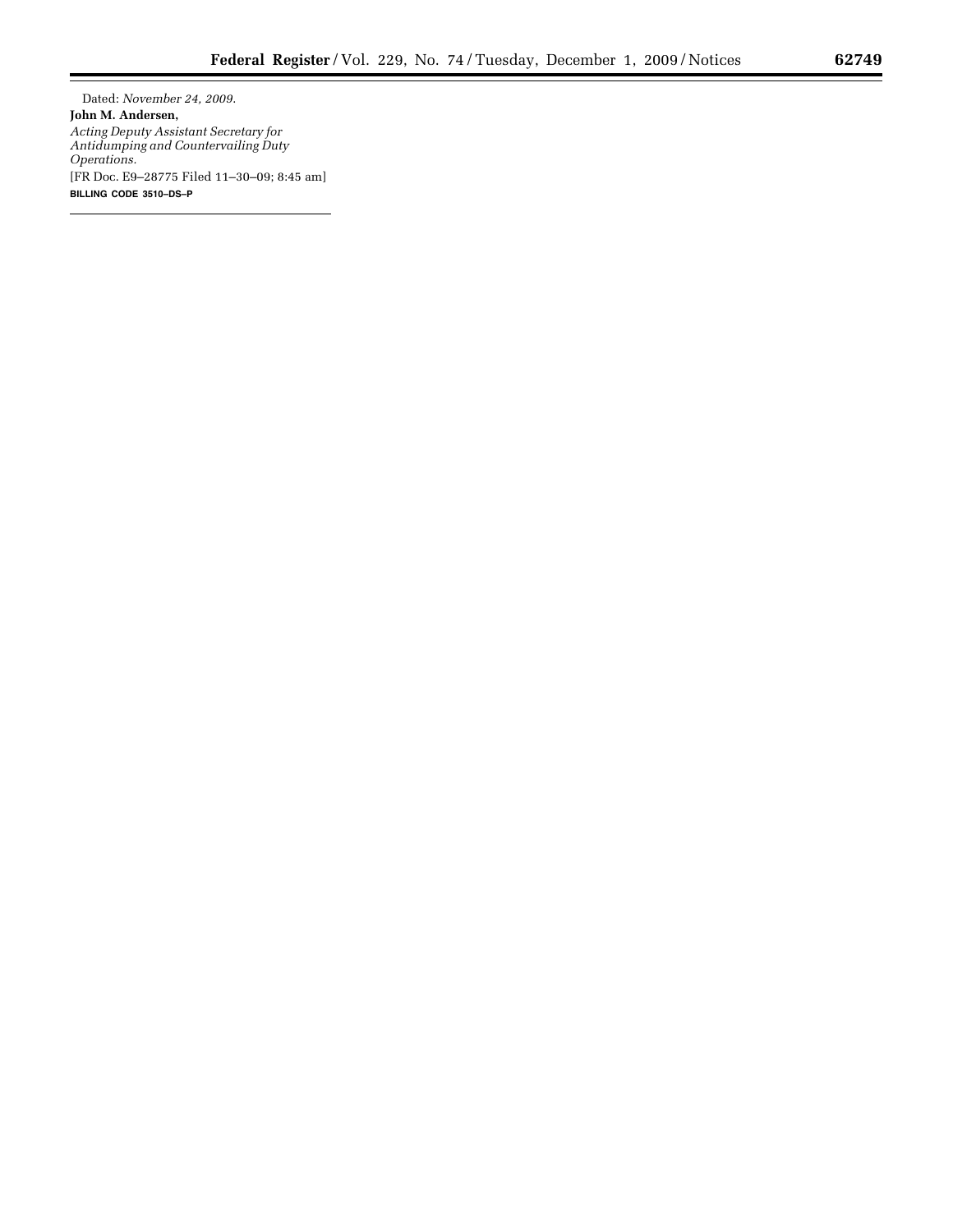Dated: *November 24, 2009.*

**John M. Andersen,**

*Acting Deputy Assistant Secretary for Antidumping and Countervailing Duty Operations.*

[FR Doc. E9–28775 Filed 11–30–09; 8:45 am]

**BILLING CODE 3510–DS–P**